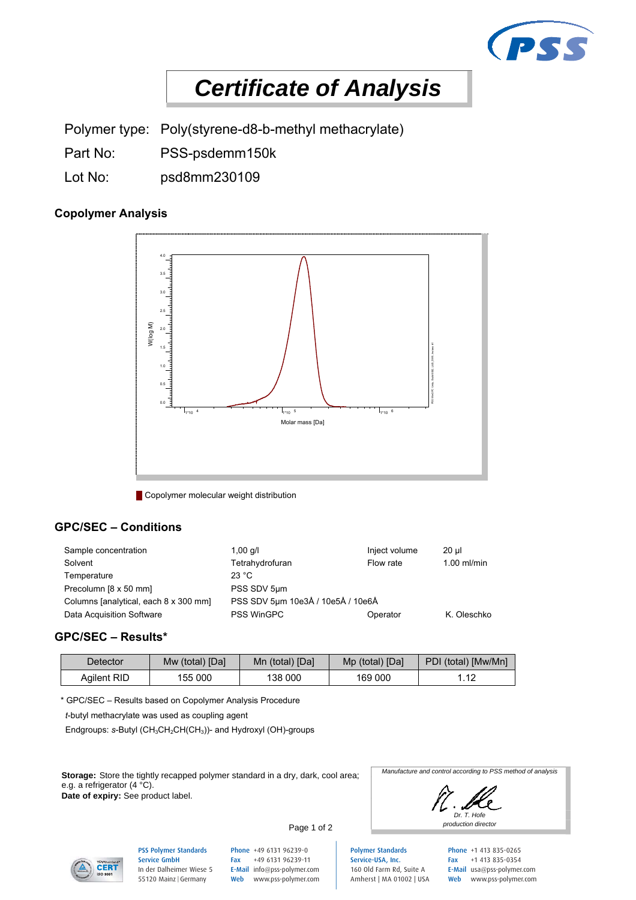# Certificate of Analysis

Polymer type: Poly(styrene-d8-b-methyl methacrylate)

Part No: PSS-psdemm150k

Lot No: psd8mm230109

## Copolymer Analysis

Copolymer molecular weight distribution

## GPC/SEC – Conditions

| | | | |
|---|---|---|---|
| Sample concentration | 1,00 g/l | Inject volume | 20 µl |
| Solvent | Tetrahydrofuran | Flow rate | 1.00 ml/min |
| Temperature | 23 °C | | |
| Precolumn [8 x 50 mm] | PSS SDV 5µm | | |
| Columns [analytical, each 8 x 300 mm] | PSS SDV 5µm 10e3Å / 10e5Å / 10e6Å | | |
| Data Acquisition Software | PSS WinGPC | Operator | K. Oleschko |

## GPC/SEC – Results*

| Detector | Mw (total) [Da] | Mn (total) [Da] | Mp (total) [Da] | PDI (total) [Mw/Mn] |
|---|---|---|---|---|
| Agilent RID | 155 000 | 138 000 | 169 000 | 1.12 |

* GPC/SEC – Results based on Copolymer Analysis Procedure

*t*-butyl methacrylate was used as coupling agent

Endgroups: *s*-Butyl ($CH_3CH_2CH(CH_3)$)- and Hydroxyl (OH)-groups

**Storage:** Store the tightly recapped polymer standard in a dry, dark, cool area; e.g. a refrigerator (4 °C).
**Date of expiry:** See product label.

*Manufacture and control according to PSS method of analysis*

*Dr. T. Hofe*
*production director*

PSS Polymer Standards Service GmbH
In der Dalheimer Wiese 5
55120 Mainz | Germany
Phone +49 6131 96239-0
Fax +49 6131 96239-11
E-Mail info@pss-polymer.com
Web www.pss-polymer.com

Polymer Standards Service-USA, Inc.
160 Old Farm Rd, Suite A
Amherst | MA 01002 | USA
Phone +1 413 835-0265
Fax +1 413 835-0354
E-Mail usa@pss-polymer.com
Web www.pss-polymer.com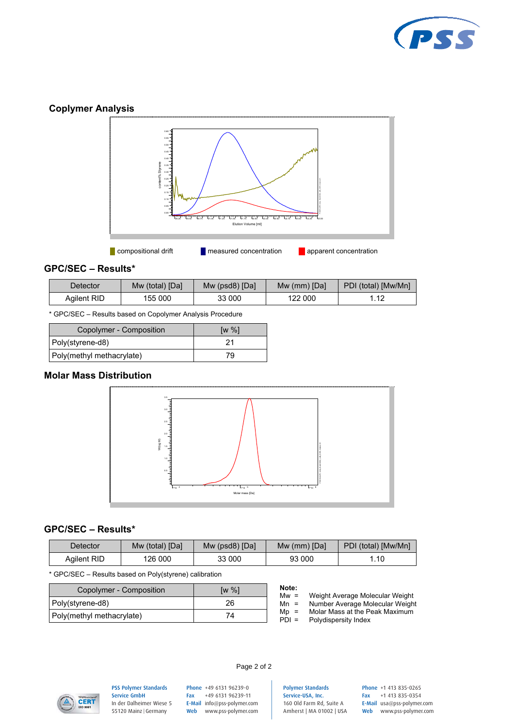## Coplymer Analysis

content% Styrene

Elution Volume [ml]

compositional drift    measured concentration    apparent concentration

## GPC/SEC – Results*

| Detector | Mw (total) [Da] | Mw (psd8) [Da] | Mw (mm) [Da] | PDI (total) [Mw/Mn] |
|---|---|---|---|---|
| Agilent RID | 155 000 | 33 000 | 122 000 | 1.12 |

* GPC/SEC – Results based on Copolymer Analysis Procedure

| Copolymer - Composition | [w %] |
|---|---|
| Poly(styrene-d8) | 21 |
| Poly(methyl methacrylate) | 79 |

## Molar Mass Distribution

W(log M)

Molar mass [Da]

## GPC/SEC – Results*

| Detector | Mw (total) [Da] | Mw (psd8) [Da] | Mw (mm) [Da] | PDI (total) [Mw/Mn] |
|---|---|---|---|---|
| Agilent RID | 126 000 | 33 000 | 93 000 | 1.10 |

* GPC/SEC – Results based on Poly(styrene) calibration

| Copolymer - Composition | [w %] |
|---|---|
| Poly(styrene-d8) | 26 |
| Poly(methyl methacrylate) | 74 |

**Note:**
Mw = Weight Average Molecular Weight
Mn = Number Average Molecular Weight
Mp = Molar Mass at the Peak Maximum
PDI = Polydispersity Index

PSS Polymer Standards Service GmbH
In der Dalheimer Wiese 5
55120 Mainz | Germany
Phone +49 6131 96239-0
Fax +49 6131 96239-11
E-Mail info@pss-polymer.com
Web www.pss-polymer.com

Polymer Standards Service-USA, Inc.
160 Old Farm Rd, Suite A
Amherst | MA 01002 | USA
Phone +1 413 835-0265
Fax +1 413 835-0354
E-Mail usa@pss-polymer.com
Web www.pss-polymer.com